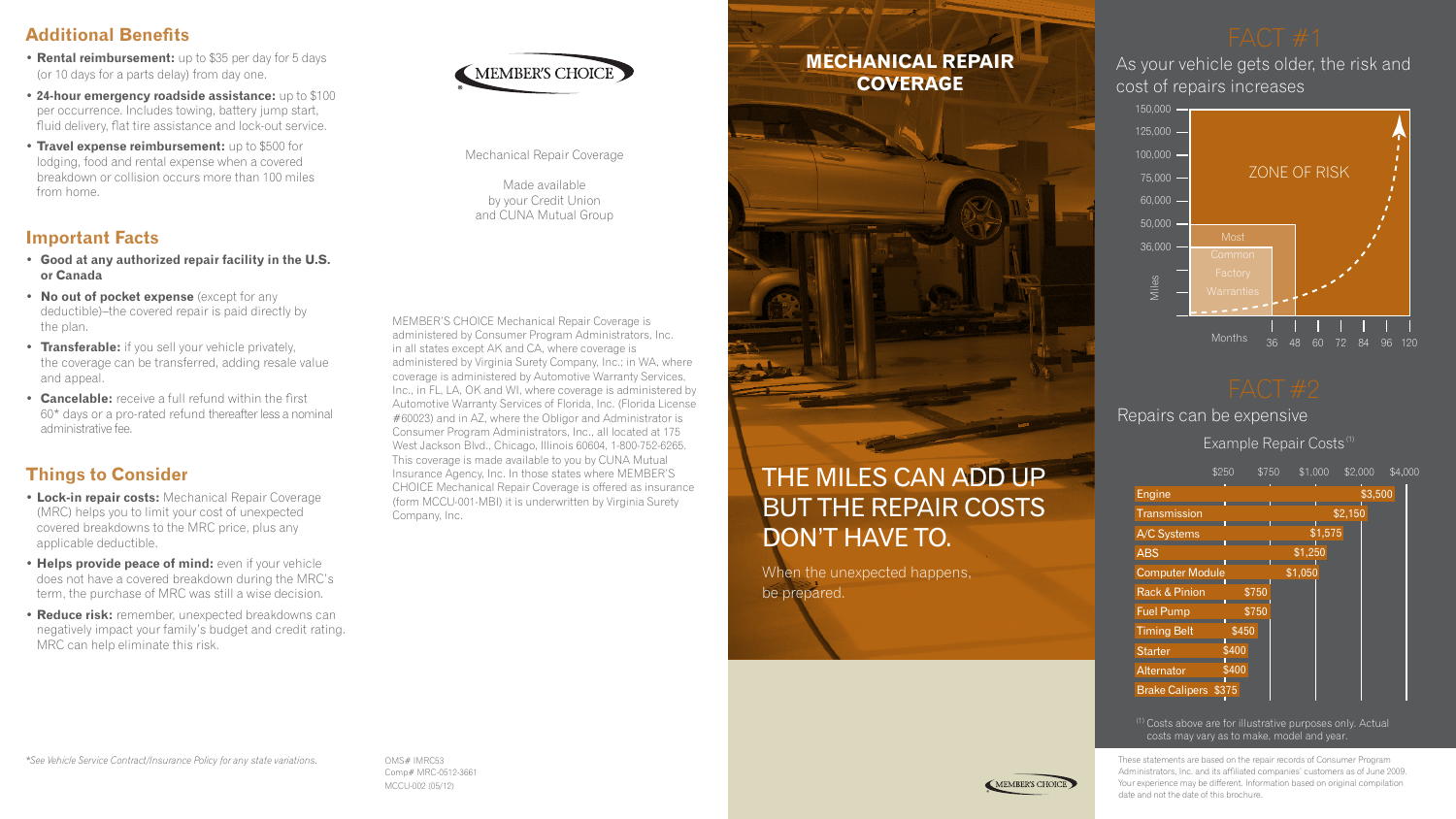## Additional Benefits

- **Rental reimbursement:** up to $35 per day for 5 days (or 10 days for a parts delay) from day one.
- **24-hour emergency roadside assistance:** up to $100 per occurrence. Includes towing, battery jump start, fluid delivery, flat tire assistance and lock-out service.
- **Travel expense reimbursement:** up to $500 for lodging, food and rental expense when a covered breakdown or collision occurs more than 100 miles from home.

## Important Facts

- **Good at any authorized repair facility in the U.S. or Canada**
- **No out of pocket expense** (except for any deductible)–the covered repair is paid directly by the plan.
- **Transferable:** if you sell your vehicle privately, the coverage can be transferred, adding resale value and appeal.
- **Cancelable:** receive a full refund within the first 60* days or a pro-rated refund thereafter less a nominal administrative fee.

## Things to Consider

- **Lock-in repair costs:** Mechanical Repair Coverage (MRC) helps you to limit your cost of unexpected covered breakdowns to the MRC price, plus any applicable deductible.
- **Helps provide peace of mind:** even if your vehicle does not have a covered breakdown during the MRC's term, the purchase of MRC was still a wise decision.
- **Reduce risk:** remember, unexpected breakdowns can negatively impact your family's budget and credit rating. MRC can help eliminate this risk.

*\*See Vehicle Service Contract/Insurance Policy for any state variations.*

MEMBER'S CHOICE

Mechanical Repair Coverage

Made available by your Credit Union and CUNA Mutual Group

MEMBER'S CHOICE Mechanical Repair Coverage is administered by Consumer Program Administrators, Inc. in all states except AK and CA, where coverage is administered by Virginia Surety Company, Inc.; in WA, where coverage is administered by Automotive Warranty Services, Inc., in FL, LA, OK and WI, where coverage is administered by Automotive Warranty Services of Florida, Inc. (Florida License #60023) and in AZ, where the Obligor and Administrator is Consumer Program Administrators, Inc., all located at 175 West Jackson Blvd., Chicago, Illinois 60604, 1-800-752-6265. This coverage is made available to you by CUNA Mutual Insurance Agency, Inc. In those states where MEMBER'S CHOICE Mechanical Repair Coverage is offered as insurance (form MCCU-001-MBI) it is underwritten by Virginia Surety Company, Inc.

OMS# IMRC53
Comp# MRC-0512-3661
MCCU-002 (05/12)

# MECHANICAL REPAIR COVERAGE

# THE MILES CAN ADD UP BUT THE REPAIR COSTS DON'T HAVE TO.

When the unexpected happens, be prepared.

MEMBER'S CHOICE

## FACT #1

As your vehicle gets older, the risk and cost of repairs increases

150,000
125,000
100,000
75,000
60,000
50,000
36,000
Miles
ZONE OF RISK
Most Common Factory Warranties
Months 36 48 60 72 84 96 120

## FACT #2

Repairs can be expensive

Example Repair Costs[1]

$250 $750 $1,000 $2,000 $4,000
Engine $3,500
Transmission $2,150
A/C Systems $1,575
ABS $1,250
Computer Module $1,050
Rack & Pinion $750
Fuel Pump $750
Timing Belt $450
Starter $400
Alternator $400
Brake Calipers $375

[1] Costs above are for illustrative purposes only. Actual costs may vary as to make, model and year.

These statements are based on the repair records of Consumer Program Administrators, Inc. and its affiliated companies' customers as of June 2009. Your experience may be different. Information based on original compilation date and not the date of this brochure.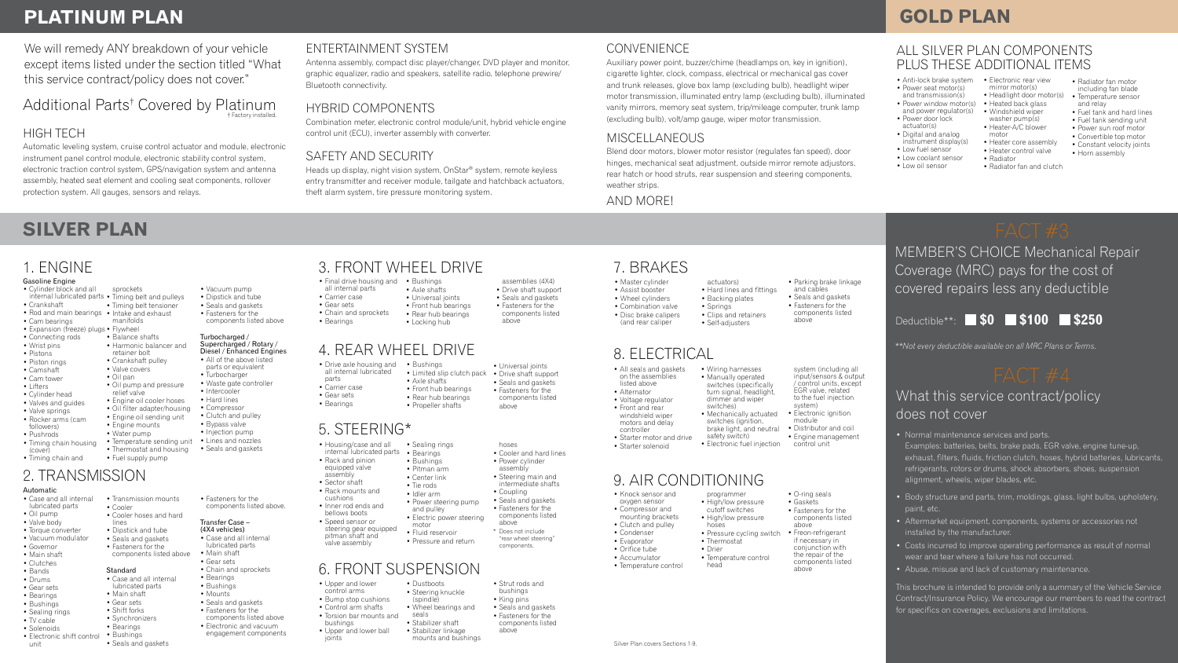# PLATINUM PLAN

We will remedy ANY breakdown of your vehicle except items listed under the section titled "What this service contract/policy does not cover."

## Additional Parts† Covered by Platinum

† Factory installed.

### HIGH TECH

Automatic leveling system, cruise control actuator and module, electronic instrument panel control module, electronic stability control system, electronic traction control system, GPS/navigation system and antenna assembly, heated seat element and cooling seat components, rollover protection system. All gauges, sensors and relays.

### ENTERTAINMENT SYSTEM

Antenna assembly, compact disc player/changer, DVD player and monitor, graphic equalizer, radio and speakers, satellite radio, telephone prewire/Bluetooth connectivity.

### HYBRID COMPONENTS

Combination meter, electronic control module/unit, hybrid vehicle engine control unit (ECU), inverter assembly with converter.

### SAFETY AND SECURITY

Heads up display, night vision system, OnStar® system, remote keyless entry transmitter and receiver module, tailgate and hatchback actuators, theft alarm system, tire pressure monitoring system.

### CONVENIENCE

Auxiliary power point, buzzer/chime (headlamps on, key in ignition), cigarette lighter, clock, compass, electrical or mechanical gas cover and trunk releases, glove box lamp (excluding bulb), headlight wiper motor transmission, illuminated entry lamp (excluding bulb), illuminated vanity mirrors, memory seat system, trip/mileage computer, trunk lamp (excluding bulb), volt/amp gauge, wiper motor transmission.

### MISCELLANEOUS

Blend door motors, blower motor resistor (regulates fan speed), door hinges, mechanical seat adjustment, outside mirror remote adjustors, rear hatch or hood struts, rear suspension and steering components, weather strips.

AND MORE!

# GOLD PLAN

## ALL SILVER PLAN COMPONENTS PLUS THESE ADDITIONAL ITEMS

- Anti-lock brake system
- Power seat motor(s) and transmission(s)
- Power window motor(s) and power regulator(s)
- Power door lock actuator(s)
- Digital and analog instrument display(s)
- Low fuel sensor
- Low coolant sensor
- Low oil sensor
- Electronic rear view mirror motor(s)
- Headlight door motor(s)
- Heated back glass
- Windshield wiper washer pump(s)
- Heater-A/C blower motor
- Heater core assembly
- Heater control valve
- Radiator
- Radiator fan and clutch
- Radiator fan motor including fan blade
- Temperature sensor and relay
- Fuel tank and hard lines
- Fuel tank sending unit
- Power sun roof motor
- Convertible top motor
- Constant velocity joints
- Horn assembly

# SILVER PLAN

## 1. ENGINE

**Gasoline Engine**

- Cylinder block and all internal lubricated parts
- Crankshaft
- Rod and main bearings
- Cam bearings
- Expansion (freeze) plugs
- Connecting rods
- Wrist pins
- Pistons
- Piston rings
- Camshaft
- Cam tower
- Lifters
- Cylinder head
- Valves and guides
- Valve springs
- Rocker arms (cam followers)
- Pushrods
- Timing chain housing (cover)
- Timing chain and sprockets
- Timing belt and pulleys
- Timing belt tensioner
- Intake and exhaust manifolds
- Flywheel
- Balance shafts
- Harmonic balancer and retainer bolt
- Crankshaft pulley
- Valve covers
- Oil pan
- Oil pump and pressure relief valve
- Engine oil cooler hoses
- Oil filter adapter/housing
- Engine oil sending unit
- Engine mounts
- Water pump
- Temperature sending unit
- Thermostat and housing
- Fuel supply pump
- Vacuum pump
- Dipstick and tube
- Seals and gaskets
- Fasteners for the components listed above

**Turbocharged / Supercharged / Rotary / Diesel / Enhanced Engines**

- All of the above listed parts or equivalent
- Turbocharger
- Waste gate controller
- Intercooler
- Hard lines
- Compressor
- Clutch and pulley
- Bypass valve
- Injection pump
- Lines and nozzles
- Seals and gaskets

## 2. TRANSMISSION

**Automatic**

- Case and all internal lubricated parts
- Oil pump
- Valve body
- Torque converter
- Vacuum modulator
- Governor
- Main shaft
- Clutches
- Bands
- Drums
- Gear sets
- Bearings
- Bushings
- Sealing rings
- TV cable
- Solenoids
- Electronic shift control unit
- Transmission mounts
- Cooler
- Cooler hoses and hard lines
- Dipstick and tube
- Seals and gaskets
- Fasteners for the components listed above

**Standard**

- Case and all internal lubricated parts
- Main shaft
- Gear sets
- Shift forks
- Synchronizers
- Bearings
- Bushings
- Seals and gaskets
- Fasteners for the components listed above.

**Transfer Case – (4X4 vehicles)**

- Case and all internal lubricated parts
- Main shaft
- Gear sets
- Chain and sprockets
- Bearings
- Bushings
- Mounts
- Seals and gaskets
- Fasteners for the components listed above
- Electronic and vacuum engagement components

## 3. FRONT WHEEL DRIVE

- Final drive housing and all internal parts
- Carrier case
- Gear sets
- Chain and sprockets
- Bearings
- Bushings
- Axle shafts
- Universal joints
- Front hub bearings
- Rear hub bearings
- Locking hub assemblies (4X4)
- Drive shaft support
- Seals and gaskets
- Fasteners for the components listed above

## 4. REAR WHEEL DRIVE

- Drive axle housing and all internal lubricated parts
- Carrier case
- Gear sets
- Bearings
- Bushings
- Limited slip clutch pack
- Axle shafts
- Front hub bearings
- Rear hub bearings
- Propeller shafts
- Universal joints
- Drive shaft support
- Seals and gaskets
- Fasteners for the components listed above

## 5. STEERING*

- Housing/case and all internal lubricated parts
- Rack and pinion equipped valve assembly
- Sector shaft
- Rack mounts and cushions
- Inner rod ends and bellows boots
- Speed sensor or steering gear equipped pitman shaft and valve assembly
- Sealing rings
- Bearings
- Bushings
- Pitman arm
- Center link
- Tie rods
- Idler arm
- Power steering pump and pulley
- Electric power steering motor
- Fluid reservoir
- Pressure and return hoses
- Cooler and hard lines
- Power cylinder assembly
- Steering main and intermediate shafts
- Coupling
- Seals and gaskets
- Fasteners for the components listed above

\* Does not include "rear wheel steering" components.

## 6. FRONT SUSPENSION

- Upper and lower control arms
- Bump stop cushions
- Control arm shafts
- Torsion bar mounts and bushings
- Upper and lower ball joints
- Dustboots
- Steering knuckle (spindle)
- Wheel bearings and seals
- Stabilizer shaft
- Stabilizer linkage mounts and bushings
- Strut rods and bushings
- King pins
- Seals and gaskets
- Fasteners for the components listed above

## 7. BRAKES

- Master cylinder
- Assist booster
- Wheel cylinders
- Combination valve
- Disc brake calipers (and rear caliper actuators)
- Hard lines and fittings
- Backing plates
- Springs
- Clips and retainers
- Self-adjusters
- Parking brake linkage and cables
- Seals and gaskets
- Fasteners for the components listed above

## 8. ELECTRICAL

- All seals and gaskets on the assemblies listed above
- Alternator
- Voltage regulator
- Front and rear windshield wiper motors and delay controller
- Starter motor and drive
- Starter solenoid
- Wiring harnesses
- Manually operated switches (specifically turn signal, headlight, dimmer and wiper switches)
- Mechanically actuated switches (ignition, brake light, and neutral safety switch)
- Electronic fuel injection system (including all input/sensors & output / control units, except EGR valve, related to the fuel injection system)
- Electronic ignition module
- Distributor and coil
- Engine management control unit

## 9. AIR CONDITIONING

- Knock sensor and oxygen sensor
- Compressor and mounting brackets
- Clutch and pulley
- Condenser
- Evaporator
- Orifice tube
- Accumulator
- Temperature control programmer
- High/low pressure cutoff switches
- High/low pressure hoses
- Pressure cycling switch
- Thermostat
- Drier
- Temperature control head
- O-ring seals
- Gaskets
- Fasteners for the components listed above
- Freon-refrigerant if necessary in conjunction with the repair of the components listed above

Silver Plan covers Sections 1-9.

## FACT #3

MEMBER'S CHOICE Mechanical Repair Coverage (MRC) pays for the cost of covered repairs less any deductible

Deductible**: $0 $100 $250

*\*\*Not every deductible available on all MRC Plans or Terms.*

## FACT #4

What this service contract/policy does not cover

- Normal maintenance services and parts. Examples: batteries, belts, brake pads, EGR valve, engine tune-up, exhaust, filters, fluids, friction clutch, hoses, hybrid batteries, lubricants, refrigerants, rotors or drums, shock absorbers, shoes, suspension alignment, wheels, wiper blades, etc.
- Body structure and parts, trim, moldings, glass, light bulbs, upholstery, paint, etc.
- Aftermarket equipment, components, systems or accessories not installed by the manufacturer.
- Costs incurred to improve operating performance as result of normal wear and tear where a failure has not occurred.
- Abuse, misuse and lack of customary maintenance.

This brochure is intended to provide only a summary of the Vehicle Service Contract/Insurance Policy. We encourage our members to read the contract for specifics on coverages, exclusions and limitations.